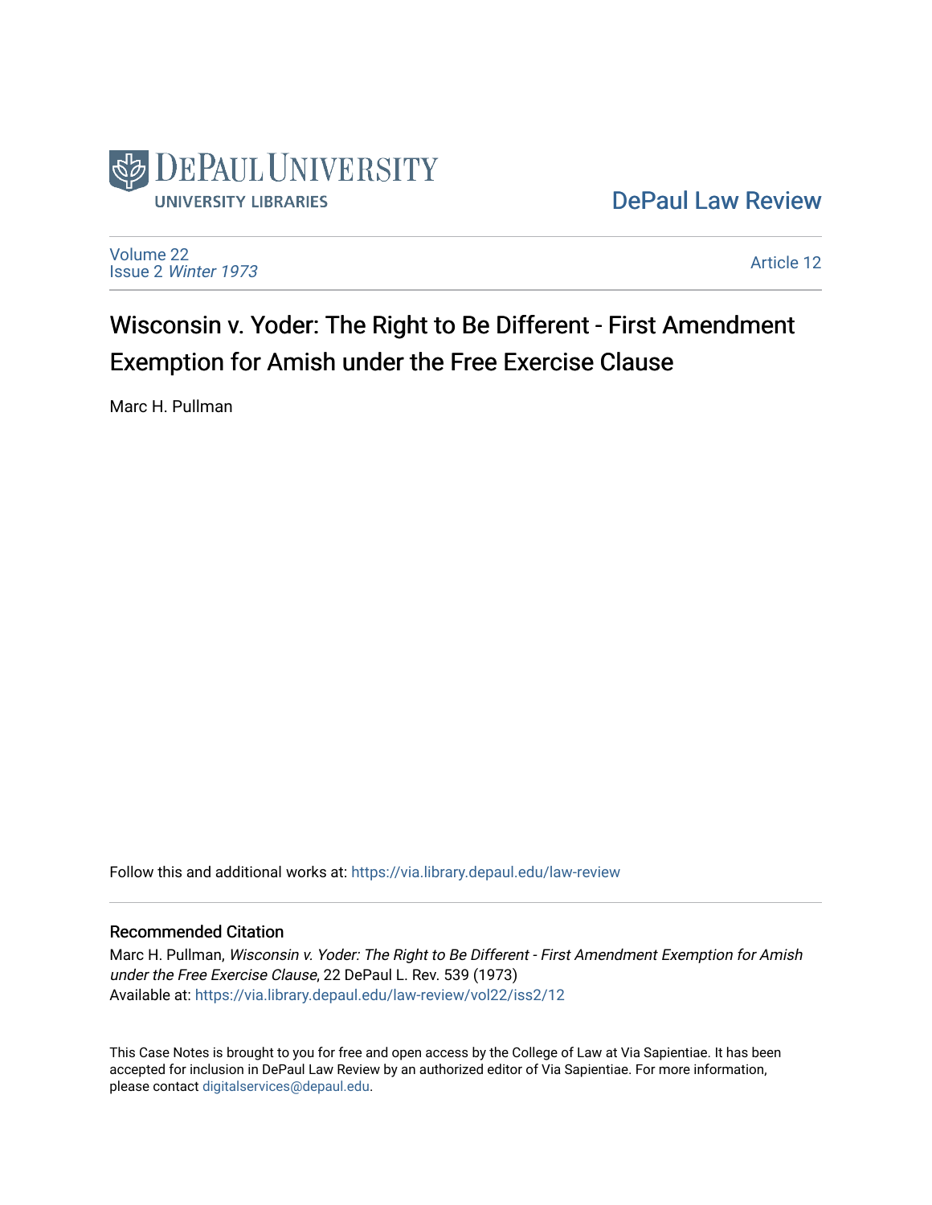DePaul University Libraries

DePaul Law Review

Volume 22
Issue 2 *Winter 1973*

Article 12

# Wisconsin v. Yoder: The Right to Be Different - First Amendment Exemption for Amish under the Free Exercise Clause

Marc H. Pullman

Follow this and additional works at: https://via.library.depaul.edu/law-review

## Recommended Citation

Marc H. Pullman, *Wisconsin v. Yoder: The Right to Be Different - First Amendment Exemption for Amish under the Free Exercise Clause*, 22 DePaul L. Rev. 539 (1973)
Available at: https://via.library.depaul.edu/law-review/vol22/iss2/12

This Case Notes is brought to you for free and open access by the College of Law at Via Sapientiae. It has been accepted for inclusion in DePaul Law Review by an authorized editor of Via Sapientiae. For more information, please contact digitalservices@depaul.edu.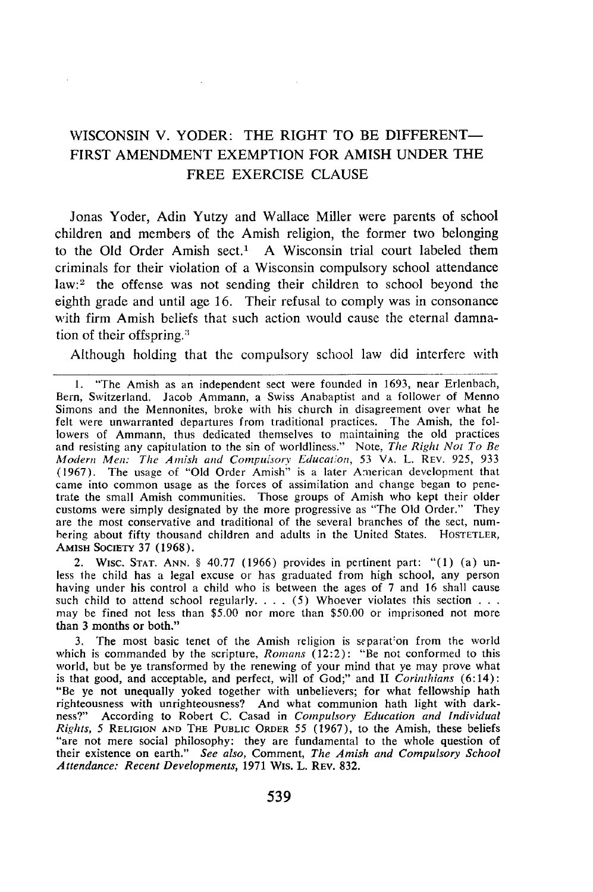# WISCONSIN V. YODER: THE RIGHT TO BE DIFFERENT—FIRST AMENDMENT EXEMPTION FOR AMISH UNDER THE FREE EXERCISE CLAUSE

Jonas Yoder, Adin Yutzy and Wallace Miller were parents of school children and members of the Amish religion, the former two belonging to the Old Order Amish sect.[1] A Wisconsin trial court labeled them criminals for their violation of a Wisconsin compulsory school attendance law:[2] the offense was not sending their children to school beyond the eighth grade and until age 16. Their refusal to comply was in consonance with firm Amish beliefs that such action would cause the eternal damnation of their offspring.[3]

Although holding that the compulsory school law did interfere with

---

1. "The Amish as an independent sect were founded in 1693, near Erlenbach, Bern, Switzerland. Jacob Ammann, a Swiss Anabaptist and a follower of Menno Simons and the Mennonites, broke with his church in disagreement over what he felt were unwarranted departures from traditional practices. The Amish, the followers of Ammann, thus dedicated themselves to maintaining the old practices and resisting any capitulation to the sin of worldliness." Note, *The Right Not To Be Modern Men: The Amish and Compulsory Education*, 53 VA. L. REV. 925, 933 (1967). The usage of "Old Order Amish" is a later American development that came into common usage as the forces of assimilation and change began to penetrate the small Amish communities. Those groups of Amish who kept their older customs were simply designated by the more progressive as "The Old Order." They are the most conservative and traditional of the several branches of the sect, numbering about fifty thousand children and adults in the United States. HOSTETLER, AMISH SOCIETY 37 (1968).

2. WISC. STAT. ANN. § 40.77 (1966) provides in pertinent part: "(1) (a) unless the child has a legal excuse or has graduated from high school, any person having under his control a child who is between the ages of 7 and 16 shall cause such child to attend school regularly. . . . (5) Whoever violates this section . . . may be fined not less than $5.00 nor more than $50.00 or imprisoned not more than 3 months or both."

3. The most basic tenet of the Amish religion is separation from the world which is commanded by the scripture, *Romans* (12:2): "Be not conformed to this world, but be ye transformed by the renewing of your mind that ye may prove what is that good, and acceptable, and perfect, will of God;" and II *Corinthians* (6:14): "Be ye not unequally yoked together with unbelievers; for what fellowship hath righteousness with unrighteousness? And what communion hath light with darkness?" According to Robert C. Casad in *Compulsory Education and Individual Rights*, 5 RELIGION AND THE PUBLIC ORDER 55 (1967), to the Amish, these beliefs "are not mere social philosophy: they are fundamental to the whole question of their existence on earth." *See also*, Comment, *The Amish and Compulsory School Attendance: Recent Developments*, 1971 WIS. L. REV. 832.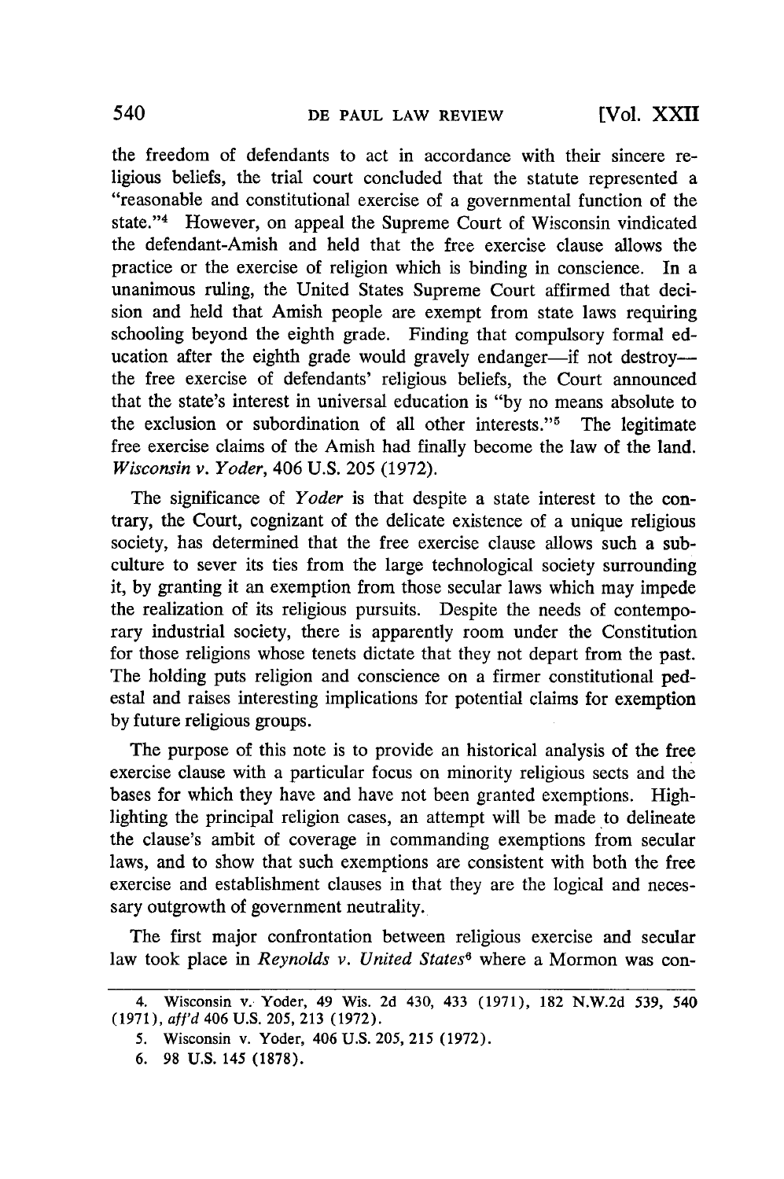the freedom of defendants to act in accordance with their sincere religious beliefs, the trial court concluded that the statute represented a "reasonable and constitutional exercise of a governmental function of the state."[4] However, on appeal the Supreme Court of Wisconsin vindicated the defendant-Amish and held that the free exercise clause allows the practice or the exercise of religion which is binding in conscience. In a unanimous ruling, the United States Supreme Court affirmed that decision and held that Amish people are exempt from state laws requiring schooling beyond the eighth grade. Finding that compulsory formal education after the eighth grade would gravely endanger—if not destroy—the free exercise of defendants' religious beliefs, the Court announced that the state's interest in universal education is "by no means absolute to the exclusion or subordination of all other interests."[5] The legitimate free exercise claims of the Amish had finally become the law of the land. *Wisconsin v. Yoder*, 406 U.S. 205 (1972).

The significance of *Yoder* is that despite a state interest to the contrary, the Court, cognizant of the delicate existence of a unique religious society, has determined that the free exercise clause allows such a subculture to sever its ties from the large technological society surrounding it, by granting it an exemption from those secular laws which may impede the realization of its religious pursuits. Despite the needs of contemporary industrial society, there is apparently room under the Constitution for those religions whose tenets dictate that they not depart from the past. The holding puts religion and conscience on a firmer constitutional pedestal and raises interesting implications for potential claims for exemption by future religious groups.

The purpose of this note is to provide an historical analysis of the free exercise clause with a particular focus on minority religious sects and the bases for which they have and have not been granted exemptions. Highlighting the principal religion cases, an attempt will be made to delineate the clause's ambit of coverage in commanding exemptions from secular laws, and to show that such exemptions are consistent with both the free exercise and establishment clauses in that they are the logical and necessary outgrowth of government neutrality.

The first major confrontation between religious exercise and secular law took place in *Reynolds v. United States*[6] where a Mormon was con-

---

4. Wisconsin v. Yoder, 49 Wis. 2d 430, 433 (1971), 182 N.W.2d 539, 540 (1971), *aff'd* 406 U.S. 205, 213 (1972).

5. Wisconsin v. Yoder, 406 U.S. 205, 215 (1972).

6. 98 U.S. 145 (1878).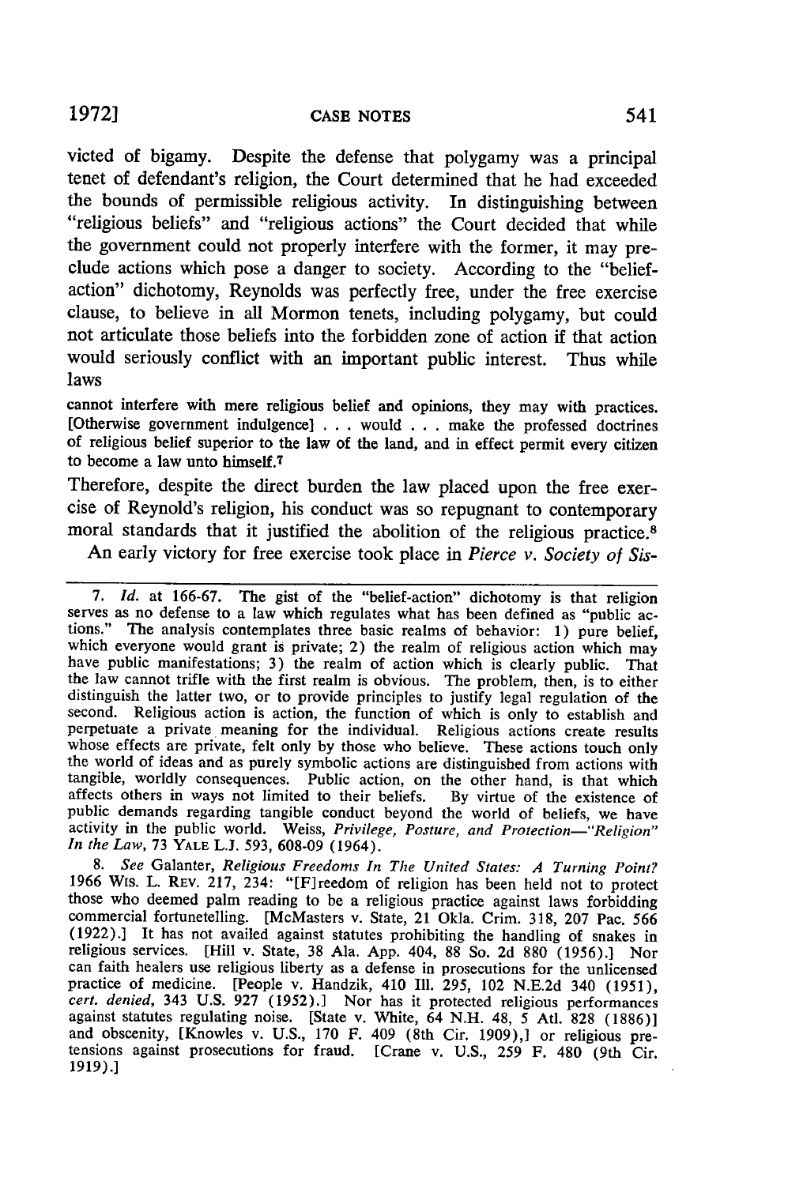victed of bigamy. Despite the defense that polygamy was a principal tenet of defendant's religion, the Court determined that he had exceeded the bounds of permissible religious activity. In distinguishing between "religious beliefs" and "religious actions" the Court decided that while the government could not properly interfere with the former, it may preclude actions which pose a danger to society. According to the "belief-action" dichotomy, Reynolds was perfectly free, under the free exercise clause, to believe in all Mormon tenets, including polygamy, but could not articulate those beliefs into the forbidden zone of action if that action would seriously conflict with an important public interest. Thus while laws

> cannot interfere with mere religious belief and opinions, they may with practices. [Otherwise government indulgence] . . . would . . . make the professed doctrines of religious belief superior to the law of the land, and in effect permit every citizen to become a law unto himself.[7]

Therefore, despite the direct burden the law placed upon the free exercise of Reynold's religion, his conduct was so repugnant to contemporary moral standards that it justified the abolition of the religious practice.[8]

An early victory for free exercise took place in *Pierce v. Society of Sis-*

---

7. *Id.* at 166-67. The gist of the "belief-action" dichotomy is that religion serves as no defense to a law which regulates what has been defined as "public actions." The analysis contemplates three basic realms of behavior: 1) pure belief, which everyone would grant is private; 2) the realm of religious action which may have public manifestations; 3) the realm of action which is clearly public. That the law cannot trifle with the first realm is obvious. The problem, then, is to either distinguish the latter two, or to provide principles to justify legal regulation of the second. Religious action is action, the function of which is only to establish and perpetuate a private meaning for the individual. Religious actions create results whose effects are private, felt only by those who believe. These actions touch only the world of ideas and as purely symbolic actions are distinguished from actions with tangible, worldly consequences. Public action, on the other hand, is that which affects others in ways not limited to their beliefs. By virtue of the existence of public demands regarding tangible conduct beyond the world of beliefs, we have activity in the public world. Weiss, *Privilege, Posture, and Protection—"Religion" In the Law*, 73 YALE L.J. 593, 608-09 (1964).

8. *See* Galanter, *Religious Freedoms In The United States: A Turning Point?* 1966 WIS. L. REV. 217, 234: "[F]reedom of religion has been held not to protect those who deemed palm reading to be a religious practice against laws forbidding commercial fortunetelling. [McMasters v. State, 21 Okla. Crim. 318, 207 Pac. 566 (1922).] It has not availed against statutes prohibiting the handling of snakes in religious services. [Hill v. State, 38 Ala. App. 404, 88 So. 2d 880 (1956).] Nor can faith healers use religious liberty as a defense in prosecutions for the unlicensed practice of medicine. [People v. Handzik, 410 Ill. 295, 102 N.E.2d 340 (1951), *cert. denied*, 343 U.S. 927 (1952).] Nor has it protected religious performances against statutes regulating noise. [State v. White, 64 N.H. 48, 5 Atl. 828 (1886)] and obscenity, [Knowles v. U.S., 170 F. 409 (8th Cir. 1909),] or religious pretensions against prosecutions for fraud. [Crane v. U.S., 259 F. 480 (9th Cir. 1919).]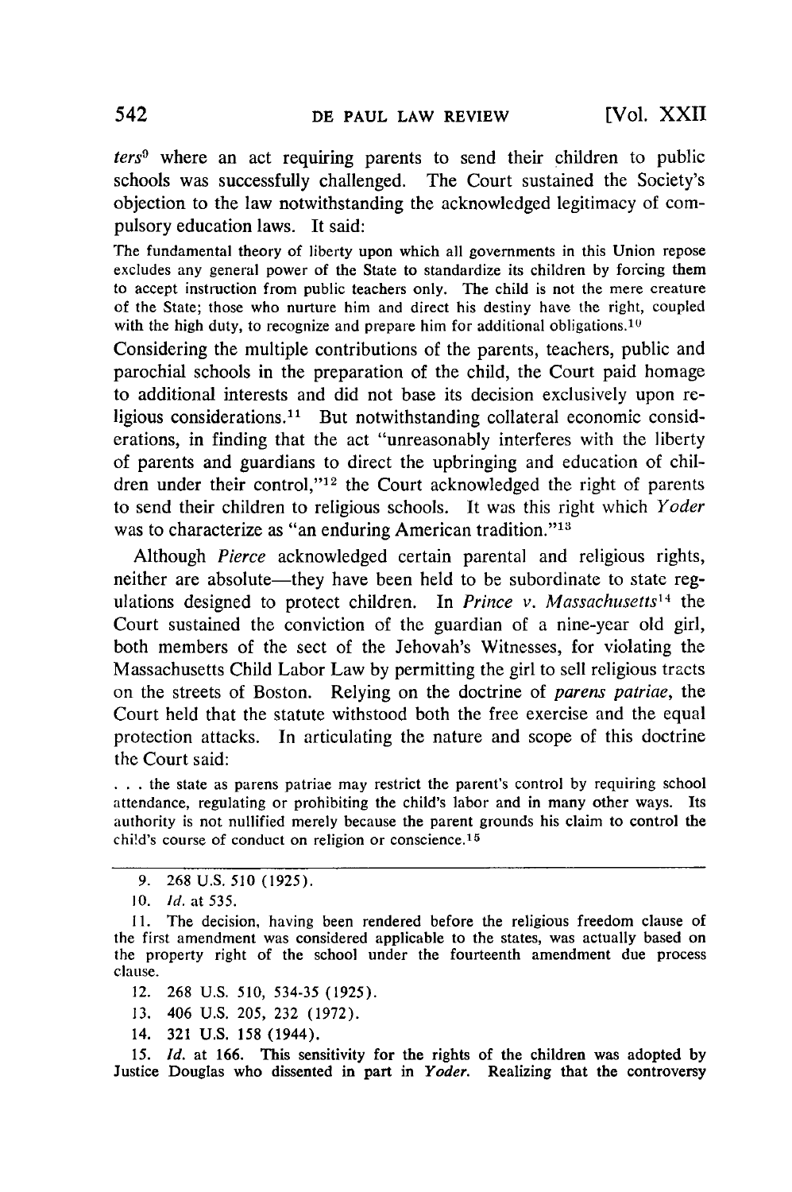*ters*[9] where an act requiring parents to send their children to public schools was successfully challenged. The Court sustained the Society's objection to the law notwithstanding the acknowledged legitimacy of compulsory education laws. It said:

> The fundamental theory of liberty upon which all governments in this Union repose excludes any general power of the State to standardize its children by forcing them to accept instruction from public teachers only. The child is not the mere creature of the State; those who nurture him and direct his destiny have the right, coupled with the high duty, to recognize and prepare him for additional obligations.[10]

Considering the multiple contributions of the parents, teachers, public and parochial schools in the preparation of the child, the Court paid homage to additional interests and did not base its decision exclusively upon religious considerations.[11] But notwithstanding collateral economic considerations, in finding that the act "unreasonably interferes with the liberty of parents and guardians to direct the upbringing and education of children under their control,"[12] the Court acknowledged the right of parents to send their children to religious schools. It was this right which *Yoder* was to characterize as "an enduring American tradition."[13]

Although *Pierce* acknowledged certain parental and religious rights, neither are absolute—they have been held to be subordinate to state regulations designed to protect children. In *Prince v. Massachusetts*[14] the Court sustained the conviction of the guardian of a nine-year old girl, both members of the sect of the Jehovah's Witnesses, for violating the Massachusetts Child Labor Law by permitting the girl to sell religious tracts on the streets of Boston. Relying on the doctrine of *parens patriae*, the Court held that the statute withstood both the free exercise and the equal protection attacks. In articulating the nature and scope of this doctrine the Court said:

> . . . the state as parens patriae may restrict the parent's control by requiring school attendance, regulating or prohibiting the child's labor and in many other ways. Its authority is not nullified merely because the parent grounds his claim to control the child's course of conduct on religion or conscience.[15]

---

9. 268 U.S. 510 (1925).

10. *Id.* at 535.

11. The decision, having been rendered before the religious freedom clause of the first amendment was considered applicable to the states, was actually based on the property right of the school under the fourteenth amendment due process clause.

12. 268 U.S. 510, 534-35 (1925).

13. 406 U.S. 205, 232 (1972).

14. 321 U.S. 158 (1944).

15. *Id.* at 166. This sensitivity for the rights of the children was adopted by Justice Douglas who dissented in part in *Yoder*. Realizing that the controversy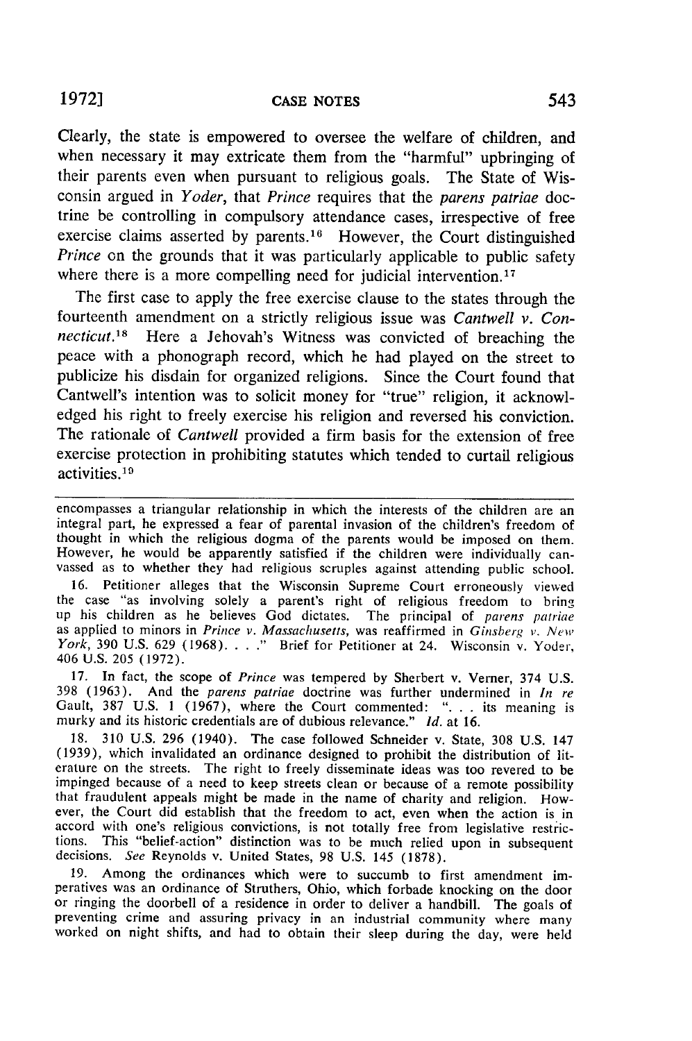Clearly, the state is empowered to oversee the welfare of children, and when necessary it may extricate them from the "harmful" upbringing of their parents even when pursuant to religious goals. The State of Wisconsin argued in *Yoder*, that *Prince* requires that the *parens patriae* doctrine be controlling in compulsory attendance cases, irrespective of free exercise claims asserted by parents.[16] However, the Court distinguished *Prince* on the grounds that it was particularly applicable to public safety where there is a more compelling need for judicial intervention.[17]

The first case to apply the free exercise clause to the states through the fourteenth amendment on a strictly religious issue was *Cantwell v. Connecticut*.[18] Here a Jehovah's Witness was convicted of breaching the peace with a phonograph record, which he had played on the street to publicize his disdain for organized religions. Since the Court found that Cantwell's intention was to solicit money for "true" religion, it acknowledged his right to freely exercise his religion and reversed his conviction. The rationale of *Cantwell* provided a firm basis for the extension of free exercise protection in prohibiting statutes which tended to curtail religious activities.[19]

---

encompasses a triangular relationship in which the interests of the children are an integral part, he expressed a fear of parental invasion of the children's freedom of thought in which the religious dogma of the parents would be imposed on them. However, he would be apparently satisfied if the children were individually canvassed as to whether they had religious scruples against attending public school.

16. Petitioner alleges that the Wisconsin Supreme Court erroneously viewed the case "as involving solely a parent's right of religious freedom to bring up his children as he believes God dictates. The principal of *parens patriae* as applied to minors in *Prince v. Massachusetts*, was reaffirmed in *Ginsberg v. New York*, 390 U.S. 629 (1968). . . ." Brief for Petitioner at 24. Wisconsin v. Yoder, 406 U.S. 205 (1972).

17. In fact, the scope of *Prince* was tempered by Sherbert v. Verner, 374 U.S. 398 (1963). And the *parens patriae* doctrine was further undermined in *In re* Gault, 387 U.S. 1 (1967), where the Court commented: ". . . its meaning is murky and its historic credentials are of dubious relevance." *Id.* at 16.

18. 310 U.S. 296 (1940). The case followed Schneider v. State, 308 U.S. 147 (1939), which invalidated an ordinance designed to prohibit the distribution of literature on the streets. The right to freely disseminate ideas was too revered to be impinged because of a need to keep streets clean or because of a remote possibility that fraudulent appeals might be made in the name of charity and religion. However, the Court did establish that the freedom to act, even when the action is in accord with one's religious convictions, is not totally free from legislative restrictions. This "belief-action" distinction was to be much relied upon in subsequent decisions. *See* Reynolds v. United States, 98 U.S. 145 (1878).

19. Among the ordinances which were to succumb to first amendment imperatives was an ordinance of Struthers, Ohio, which forbade knocking on the door or ringing the doorbell of a residence in order to deliver a handbill. The goals of preventing crime and assuring privacy in an industrial community where many worked on night shifts, and had to obtain their sleep during the day, were held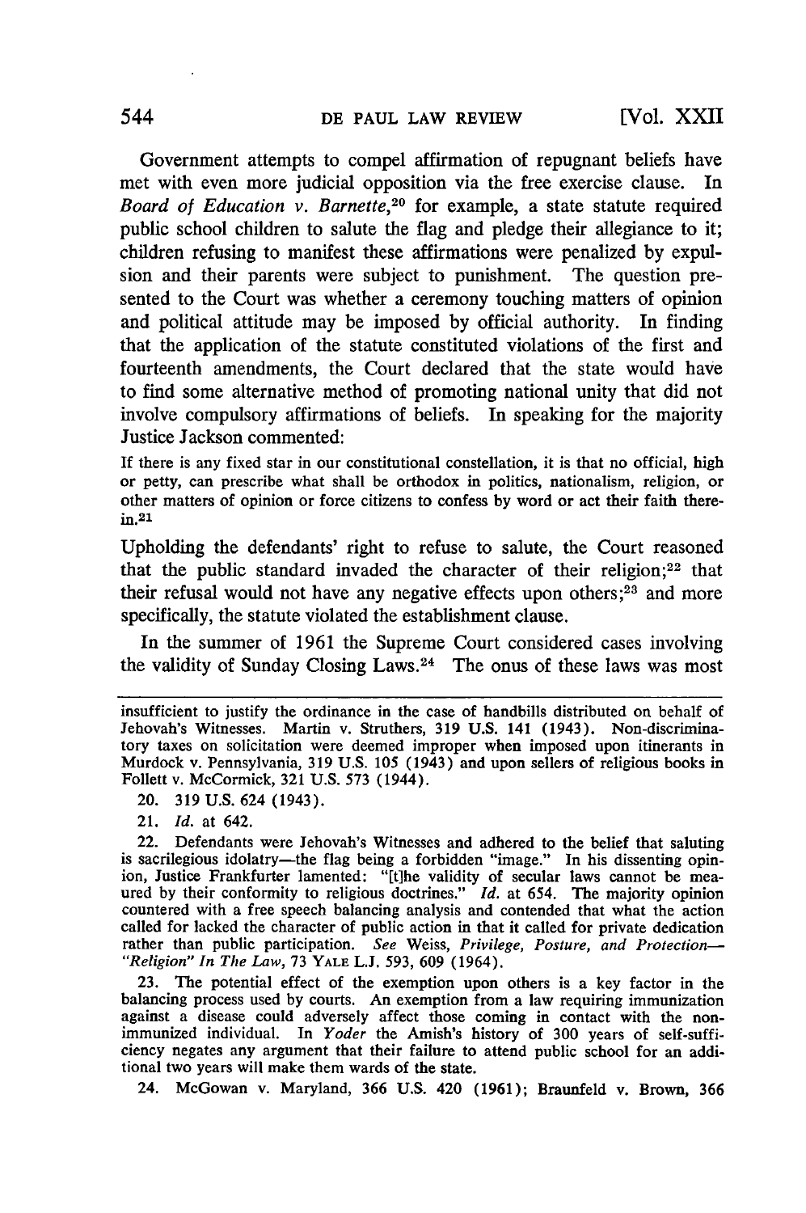Government attempts to compel affirmation of repugnant beliefs have met with even more judicial opposition via the free exercise clause. In *Board of Education v. Barnette*,[20] for example, a state statute required public school children to salute the flag and pledge their allegiance to it; children refusing to manifest these affirmations were penalized by expulsion and their parents were subject to punishment. The question presented to the Court was whether a ceremony touching matters of opinion and political attitude may be imposed by official authority. In finding that the application of the statute constituted violations of the first and fourteenth amendments, the Court declared that the state would have to find some alternative method of promoting national unity that did not involve compulsory affirmations of beliefs. In speaking for the majority Justice Jackson commented:

> If there is any fixed star in our constitutional constellation, it is that no official, high or petty, can prescribe what shall be orthodox in politics, nationalism, religion, or other matters of opinion or force citizens to confess by word or act their faith therein.[21]

Upholding the defendants' right to refuse to salute, the Court reasoned that the public standard invaded the character of their religion;[22] that their refusal would not have any negative effects upon others;[23] and more specifically, the statute violated the establishment clause.

In the summer of 1961 the Supreme Court considered cases involving the validity of Sunday Closing Laws.[24] The onus of these laws was most

---

insufficient to justify the ordinance in the case of handbills distributed on behalf of Jehovah's Witnesses. Martin v. Struthers, 319 U.S. 141 (1943). Non-discriminatory taxes on solicitation were deemed improper when imposed upon itinerants in Murdock v. Pennsylvania, 319 U.S. 105 (1943) and upon sellers of religious books in Follett v. McCormick, 321 U.S. 573 (1944).

20. 319 U.S. 624 (1943).

21. *Id.* at 642.

22. Defendants were Jehovah's Witnesses and adhered to the belief that saluting is sacrilegious idolatry—the flag being a forbidden "image." In his dissenting opinion, Justice Frankfurter lamented: "[t]he validity of secular laws cannot be meaured by their conformity to religious doctrines." *Id.* at 654. The majority opinion countered with a free speech balancing analysis and contended that what the action called for lacked the character of public action in that it called for private dedication rather than public participation. *See* Weiss, *Privilege, Posture, and Protection—"Religion" In The Law*, 73 YALE L.J. 593, 609 (1964).

23. The potential effect of the exemption upon others is a key factor in the balancing process used by courts. An exemption from a law requiring immunization against a disease could adversely affect those coming in contact with the non-immunized individual. In *Yoder* the Amish's history of 300 years of self-sufficiency negates any argument that their failure to attend public school for an additional two years will make them wards of the state.

24. McGowan v. Maryland, 366 U.S. 420 (1961); Braunfeld v. Brown, 366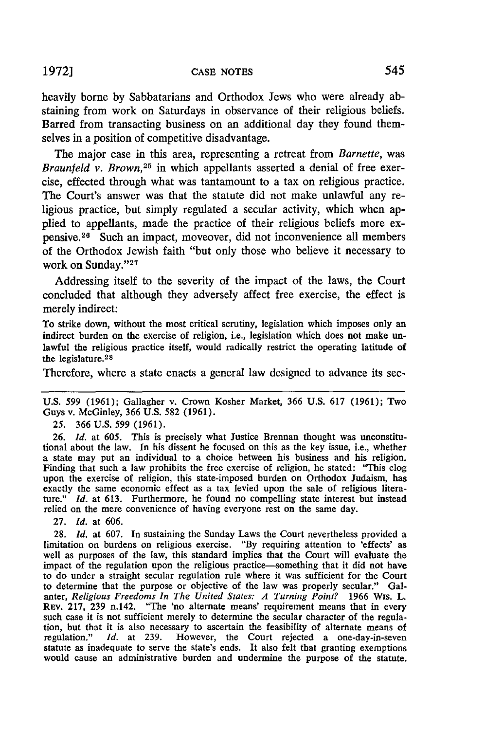heavily borne by Sabbatarians and Orthodox Jews who were already abstaining from work on Saturdays in observance of their religious beliefs. Barred from transacting business on an additional day they found themselves in a position of competitive disadvantage.

The major case in this area, representing a retreat from *Barnette*, was *Braunfeld v. Brown*,[25] in which appellants asserted a denial of free exercise, effected through what was tantamount to a tax on religious practice. The Court's answer was that the statute did not make unlawful any religious practice, but simply regulated a secular activity, which when applied to appellants, made the practice of their religious beliefs more expensive.[26] Such an impact, moveover, did not inconvenience all members of the Orthodox Jewish faith "but only those who believe it necessary to work on Sunday."[27]

Addressing itself to the severity of the impact of the laws, the Court concluded that although they adversely affect free exercise, the effect is merely indirect:

> To strike down, without the most critical scrutiny, legislation which imposes only an indirect burden on the exercise of religion, i.e., legislation which does not make unlawful the religious practice itself, would radically restrict the operating latitude of the legislature.[28]

Therefore, where a state enacts a general law designed to advance its sec-

---

U.S. 599 (1961); Gallagher v. Crown Kosher Market, 366 U.S. 617 (1961); Two Guys v. McGinley, 366 U.S. 582 (1961).

25. 366 U.S. 599 (1961).

26. *Id.* at 605. This is precisely what Justice Brennan thought was unconstitutional about the law. In his dissent he focused on this as the key issue, i.e., whether a state may put an individual to a choice between his business and his religion. Finding that such a law prohibits the free exercise of religion, he stated: "This clog upon the exercise of religion, this state-imposed burden on Orthodox Judaism, has exactly the same economic effect as a tax levied upon the sale of religious literature." *Id.* at 613. Furthermore, he found no compelling state interest but instead relied on the mere convenience of having everyone rest on the same day.

27. *Id.* at 606.

28. *Id.* at 607. In sustaining the Sunday Laws the Court nevertheless provided a limitation on burdens on religious exercise. "By requiring attention to 'effects' as well as purposes of the law, this standard implies that the Court will evaluate the impact of the regulation upon the religious practice—something that it did not have to do under a straight secular regulation rule where it was sufficient for the Court to determine that the purpose or objective of the law was properly secular." Galanter, *Religious Freedoms In The United States: A Turning Point?* 1966 WIS. L. REV. 217, 239 n.142. "The 'no alternate means' requirement means that in every such case it is not sufficient merely to determine the secular character of the regulation, but that it is also necessary to ascertain the feasibility of alternate means of regulation." *Id.* at 239. However, the Court rejected a one-day-in-seven statute as inadequate to serve the state's ends. It also felt that granting exemptions would cause an administrative burden and undermine the purpose of the statute.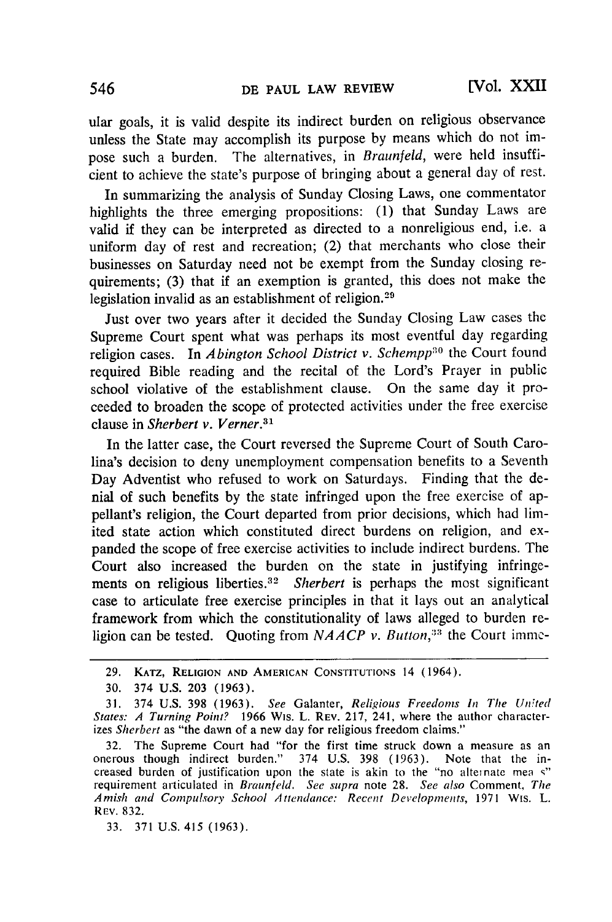ular goals, it is valid despite its indirect burden on religious observance unless the State may accomplish its purpose by means which do not impose such a burden. The alternatives, in *Braunfeld*, were held insufficient to achieve the state's purpose of bringing about a general day of rest.

In summarizing the analysis of Sunday Closing Laws, one commentator highlights the three emerging propositions: (1) that Sunday Laws are valid if they can be interpreted as directed to a nonreligious end, i.e. a uniform day of rest and recreation; (2) that merchants who close their businesses on Saturday need not be exempt from the Sunday closing requirements; (3) that if an exemption is granted, this does not make the legislation invalid as an establishment of religion.[29]

Just over two years after it decided the Sunday Closing Law cases the Supreme Court spent what was perhaps its most eventful day regarding religion cases. In *Abington School District v. Schempp*[30] the Court found required Bible reading and the recital of the Lord's Prayer in public school violative of the establishment clause. On the same day it proceeded to broaden the scope of protected activities under the free exercise clause in *Sherbert v. Verner*.[31]

In the latter case, the Court reversed the Supreme Court of South Carolina's decision to deny unemployment compensation benefits to a Seventh Day Adventist who refused to work on Saturdays. Finding that the denial of such benefits by the state infringed upon the free exercise of appellant's religion, the Court departed from prior decisions, which had limited state action which constituted direct burdens on religion, and expanded the scope of free exercise activities to include indirect burdens. The Court also increased the burden on the state in justifying infringements on religious liberties.[32] *Sherbert* is perhaps the most significant case to articulate free exercise principles in that it lays out an analytical framework from which the constitutionality of laws alleged to burden religion can be tested. Quoting from *NAACP v. Button*,[33] the Court imme-

---

29. KATZ, RELIGION AND AMERICAN CONSTITUTIONS 14 (1964).

30. 374 U.S. 203 (1963).

31. 374 U.S. 398 (1963). *See* Galanter, *Religious Freedoms In The United States: A Turning Point?* 1966 WIS. L. REV. 217, 241, where the author characterizes *Sherbert* as "the dawn of a new day for religious freedom claims."

32. The Supreme Court had "for the first time struck down a measure as an onerous though indirect burden." 374 U.S. 398 (1963). Note that the increased burden of justification upon the state is akin to the "no alternate means" requirement articulated in *Braunfeld*. *See supra* note 28. *See also* Comment, *The Amish and Compulsory School Attendance: Recent Developments*, 1971 WIS. L. REV. 832.

33. 371 U.S. 415 (1963).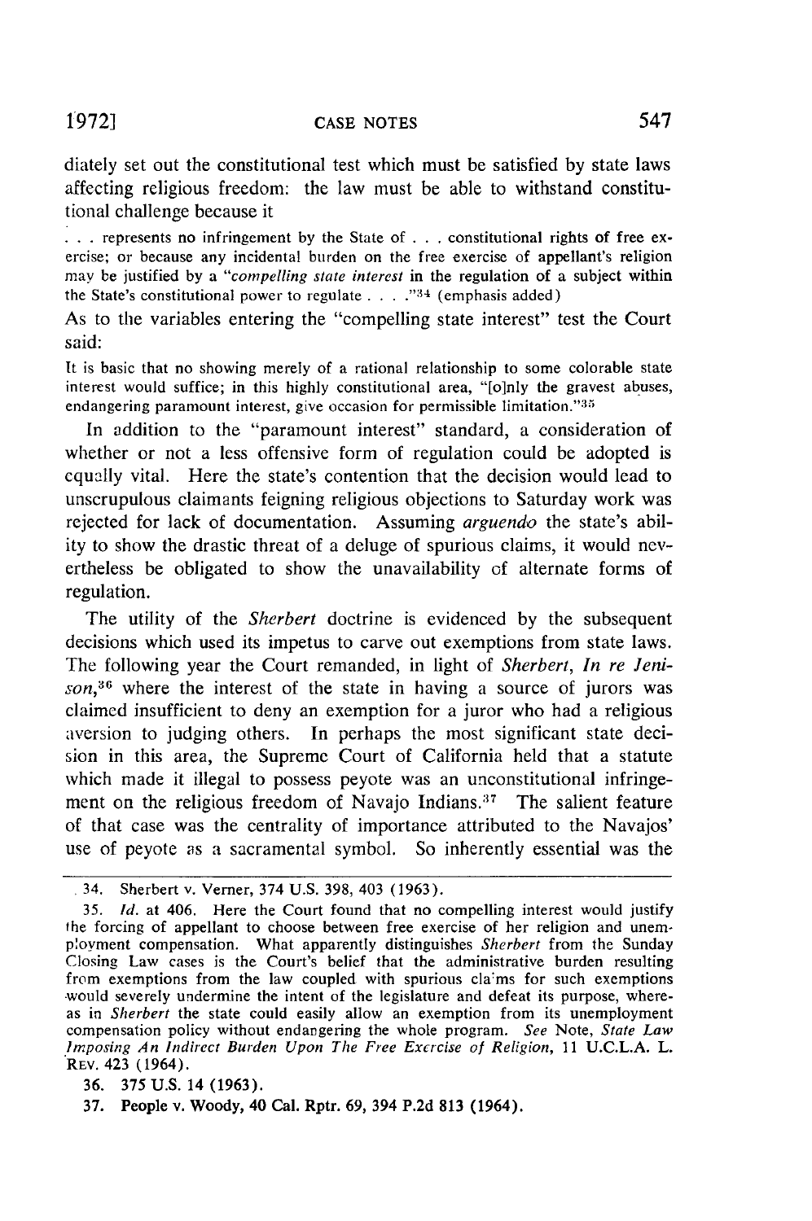diately set out the constitutional test which must be satisfied by state laws affecting religious freedom: the law must be able to withstand constitutional challenge because it

> . . . represents no infringement by the State of . . . constitutional rights of free exercise; or because any incidental burden on the free exercise of appellant's religion may be justified by a "*compelling state interest* in the regulation of a subject within the State's constitutional power to regulate . . . ."[34] (emphasis added)

As to the variables entering the "compelling state interest" test the Court said:

> It is basic that no showing merely of a rational relationship to some colorable state interest would suffice; in this highly constitutional area, "[o]nly the gravest abuses, endangering paramount interest, give occasion for permissible limitation."[35]

In addition to the "paramount interest" standard, a consideration of whether or not a less offensive form of regulation could be adopted is equally vital. Here the state's contention that the decision would lead to unscrupulous claimants feigning religious objections to Saturday work was rejected for lack of documentation. Assuming *arguendo* the state's ability to show the drastic threat of a deluge of spurious claims, it would nevertheless be obligated to show the unavailability of alternate forms of regulation.

The utility of the *Sherbert* doctrine is evidenced by the subsequent decisions which used its impetus to carve out exemptions from state laws. The following year the Court remanded, in light of *Sherbert*, *In re Jenison*,[36] where the interest of the state in having a source of jurors was claimed insufficient to deny an exemption for a juror who had a religious aversion to judging others. In perhaps the most significant state decision in this area, the Supreme Court of California held that a statute which made it illegal to possess peyote was an unconstitutional infringement on the religious freedom of Navajo Indians.[37] The salient feature of that case was the centrality of importance attributed to the Navajos' use of peyote as a sacramental symbol. So inherently essential was the

---

34. Sherbert v. Verner, 374 U.S. 398, 403 (1963).

35. *Id.* at 406. Here the Court found that no compelling interest would justify the forcing of appellant to choose between free exercise of her religion and unemployment compensation. What apparently distinguishes *Sherbert* from the Sunday Closing Law cases is the Court's belief that the administrative burden resulting from exemptions from the law coupled with spurious claims for such exemptions would severely undermine the intent of the legislature and defeat its purpose, whereas in *Sherbert* the state could easily allow an exemption from its unemployment compensation policy without endangering the whole program. *See* Note, *State Law Imposing An Indirect Burden Upon The Free Exercise of Religion*, 11 U.C.L.A. L. REV. 423 (1964).

36. 375 U.S. 14 (1963).

37. People v. Woody, 40 Cal. Rptr. 69, 394 P.2d 813 (1964).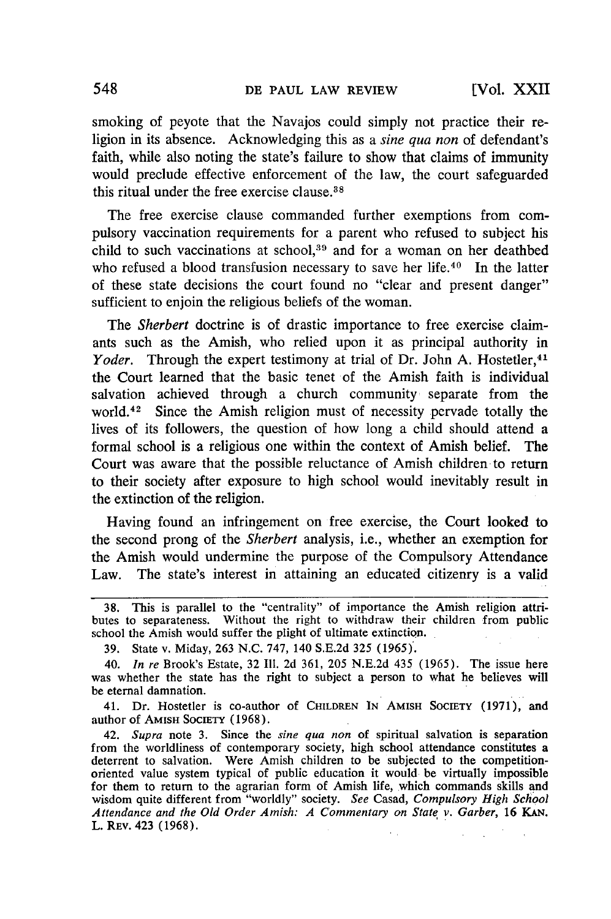smoking of peyote that the Navajos could simply not practice their religion in its absence. Acknowledging this as a *sine qua non* of defendant's faith, while also noting the state's failure to show that claims of immunity would preclude effective enforcement of the law, the court safeguarded this ritual under the free exercise clause.[38]

The free exercise clause commanded further exemptions from compulsory vaccination requirements for a parent who refused to subject his child to such vaccinations at school,[39] and for a woman on her deathbed who refused a blood transfusion necessary to save her life.[40] In the latter of these state decisions the court found no "clear and present danger" sufficient to enjoin the religious beliefs of the woman.

The *Sherbert* doctrine is of drastic importance to free exercise claimants such as the Amish, who relied upon it as principal authority in *Yoder*. Through the expert testimony at trial of Dr. John A. Hostetler,[41] the Court learned that the basic tenet of the Amish faith is individual salvation achieved through a church community separate from the world.[42] Since the Amish religion must of necessity pervade totally the lives of its followers, the question of how long a child should attend a formal school is a religious one within the context of Amish belief. The Court was aware that the possible reluctance of Amish children to return to their society after exposure to high school would inevitably result in the extinction of the religion.

Having found an infringement on free exercise, the Court looked to the second prong of the *Sherbert* analysis, i.e., whether an exemption for the Amish would undermine the purpose of the Compulsory Attendance Law. The state's interest in attaining an educated citizenry is a valid

---

38. This is parallel to the "centrality" of importance the Amish religion attributes to separateness. Without the right to withdraw their children from public school the Amish would suffer the plight of ultimate extinction.

39. State v. Miday, 263 N.C. 747, 140 S.E.2d 325 (1965).

40. *In re* Brook's Estate, 32 Ill. 2d 361, 205 N.E.2d 435 (1965). The issue here was whether the state has the right to subject a person to what he believes will be eternal damnation.

41. Dr. Hostetler is co-author of CHILDREN IN AMISH SOCIETY (1971), and author of AMISH SOCIETY (1968).

42. *Supra* note 3. Since the *sine qua non* of spiritual salvation is separation from the worldliness of contemporary society, high school attendance constitutes a deterrent to salvation. Were Amish children to be subjected to the competition-oriented value system typical of public education it would be virtually impossible for them to return to the agrarian form of Amish life, which commands skills and wisdom quite different from "worldly" society. *See* Casad, *Compulsory High School Attendance and the Old Order Amish: A Commentary on State v. Garber*, 16 KAN. L. REV. 423 (1968).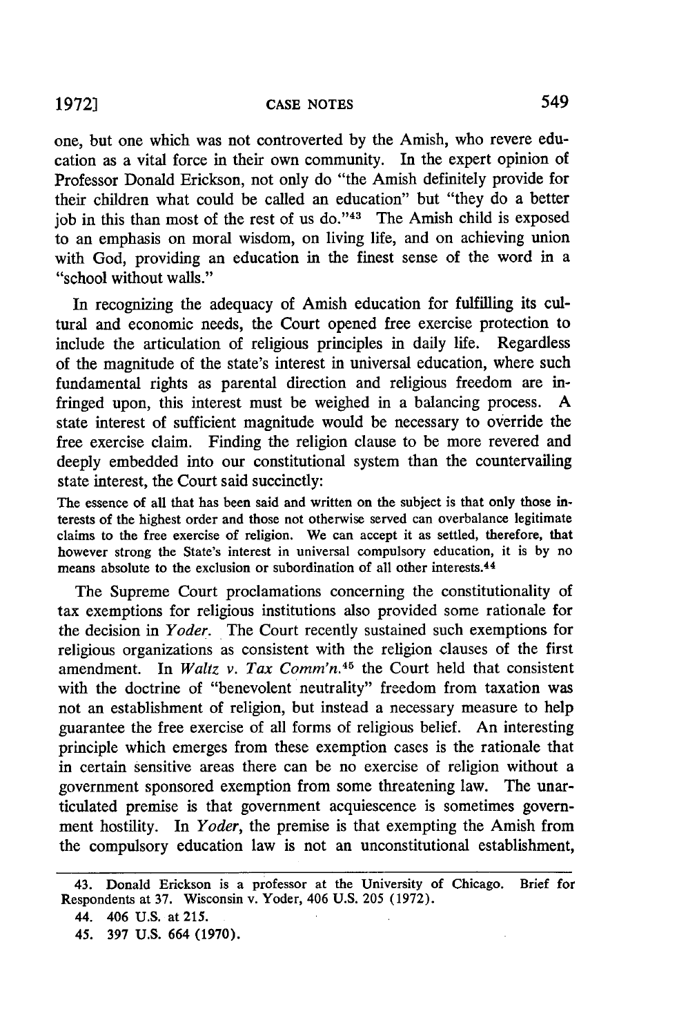one, but one which was not controverted by the Amish, who revere education as a vital force in their own community. In the expert opinion of Professor Donald Erickson, not only do "the Amish definitely provide for their children what could be called an education" but "they do a better job in this than most of the rest of us do."[43] The Amish child is exposed to an emphasis on moral wisdom, on living life, and on achieving union with God, providing an education in the finest sense of the word in a "school without walls."

In recognizing the adequacy of Amish education for fulfilling its cultural and economic needs, the Court opened free exercise protection to include the articulation of religious principles in daily life. Regardless of the magnitude of the state's interest in universal education, where such fundamental rights as parental direction and religious freedom are infringed upon, this interest must be weighed in a balancing process. A state interest of sufficient magnitude would be necessary to override the free exercise claim. Finding the religion clause to be more revered and deeply embedded into our constitutional system than the countervailing state interest, the Court said succinctly:

> The essence of all that has been said and written on the subject is that only those interests of the highest order and those not otherwise served can overbalance legitimate claims to the free exercise of religion. We can accept it as settled, therefore, that however strong the State's interest in universal compulsory education, it is by no means absolute to the exclusion or subordination of all other interests.[44]

The Supreme Court proclamations concerning the constitutionality of tax exemptions for religious institutions also provided some rationale for the decision in *Yoder*. The Court recently sustained such exemptions for religious organizations as consistent with the religion clauses of the first amendment. In *Waltz v. Tax Comm'n.*[45] the Court held that consistent with the doctrine of "benevolent neutrality" freedom from taxation was not an establishment of religion, but instead a necessary measure to help guarantee the free exercise of all forms of religious belief. An interesting principle which emerges from these exemption cases is the rationale that in certain sensitive areas there can be no exercise of religion without a government sponsored exemption from some threatening law. The unarticulated premise is that government acquiescence is sometimes government hostility. In *Yoder*, the premise is that exempting the Amish from the compulsory education law is not an unconstitutional establishment,

---

43. Donald Erickson is a professor at the University of Chicago. Brief for Respondents at 37. Wisconsin v. Yoder, 406 U.S. 205 (1972).

44. 406 U.S. at 215.

45. 397 U.S. 664 (1970).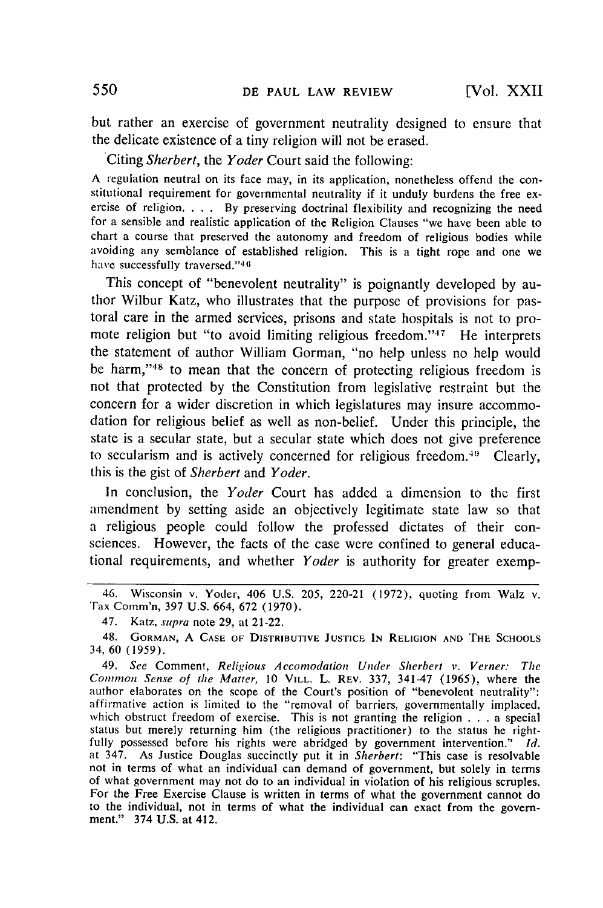but rather an exercise of government neutrality designed to ensure that the delicate existence of a tiny religion will not be erased.

Citing *Sherbert*, the *Yoder* Court said the following:

> A regulation neutral on its face may, in its application, nonetheless offend the constitutional requirement for governmental neutrality if it unduly burdens the free exercise of religion. . . . By preserving doctrinal flexibility and recognizing the need for a sensible and realistic application of the Religion Clauses "we have been able to chart a course that preserved the autonomy and freedom of religious bodies while avoiding any semblance of established religion. This is a tight rope and one we have successfully traversed."[46]

This concept of "benevolent neutrality" is poignantly developed by author Wilbur Katz, who illustrates that the purpose of provisions for pastoral care in the armed services, prisons and state hospitals is not to promote religion but "to avoid limiting religious freedom."[47] He interprets the statement of author William Gorman, "no help unless no help would be harm,"[48] to mean that the concern of protecting religious freedom is not that protected by the Constitution from legislative restraint but the concern for a wider discretion in which legislatures may insure accommodation for religious belief as well as non-belief. Under this principle, the state is a secular state, but a secular state which does not give preference to secularism and is actively concerned for religious freedom.[49] Clearly, this is the gist of *Sherbert* and *Yoder*.

In conclusion, the *Yoder* Court has added a dimension to the first amendment by setting aside an objectively legitimate state law so that a religious people could follow the professed dictates of their consciences. However, the facts of the case were confined to general educational requirements, and whether *Yoder* is authority for greater exemp-

---

46. Wisconsin v. Yoder, 406 U.S. 205, 220-21 (1972), quoting from Walz v. Tax Comm'n, 397 U.S. 664, 672 (1970).

47. Katz, *supra* note 29, at 21-22.

48. GORMAN, A CASE OF DISTRIBUTIVE JUSTICE IN RELIGION AND THE SCHOOLS 34, 60 (1959).

49. *See* Comment, *Religious Accomodation Under Sherbert v. Verner: The Common Sense of the Matter*, 10 VILL. L. REV. 337, 341-47 (1965), where the author elaborates on the scope of the Court's position of "benevolent neutrality": affirmative action is limited to the "removal of barriers, governmentally implaced, which obstruct freedom of exercise. This is not granting the religion . . . a special status but merely returning him (the religious practitioner) to the status he rightfully possessed before his rights were abridged by government intervention." *Id.* at 347. As Justice Douglas succinctly put it in *Sherbert*: "This case is resolvable not in terms of what an individual can demand of government, but solely in terms of what government may not do to an individual in violation of his religious scruples. For the Free Exercise Clause is written in terms of what the government cannot do to the individual, not in terms of what the individual can exact from the government." 374 U.S. at 412.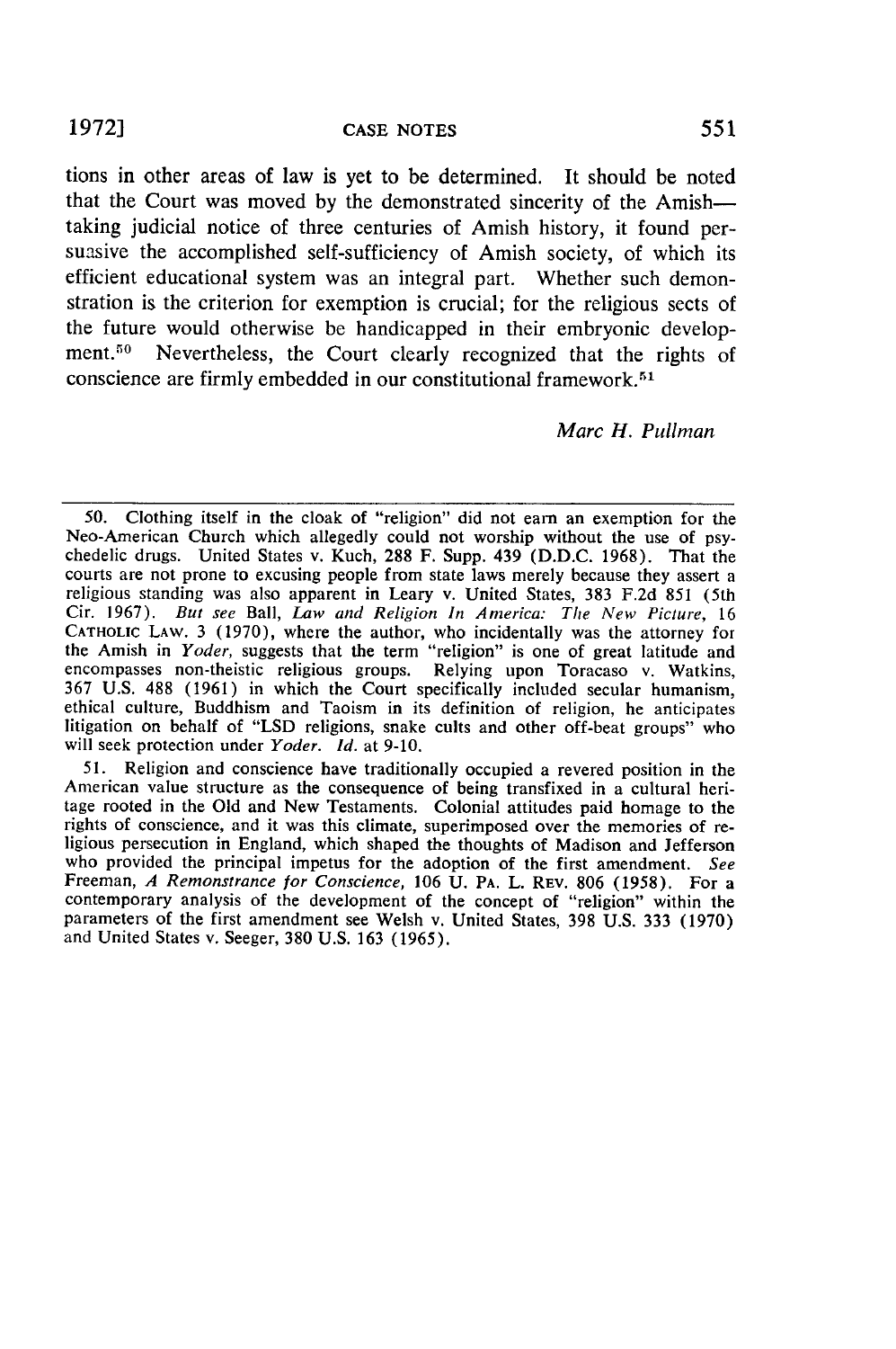tions in other areas of law is yet to be determined. It should be noted that the Court was moved by the demonstrated sincerity of the Amish—taking judicial notice of three centuries of Amish history, it found persuasive the accomplished self-sufficiency of Amish society, of which its efficient educational system was an integral part. Whether such demonstration is the criterion for exemption is crucial; for the religious sects of the future would otherwise be handicapped in their embryonic development.[50] Nevertheless, the Court clearly recognized that the rights of conscience are firmly embedded in our constitutional framework.[51]

*Marc H. Pullman*

---

50. Clothing itself in the cloak of "religion" did not earn an exemption for the Neo-American Church which allegedly could not worship without the use of psychedelic drugs. United States v. Kuch, 288 F. Supp. 439 (D.D.C. 1968). That the courts are not prone to excusing people from state laws merely because they assert a religious standing was also apparent in Leary v. United States, 383 F.2d 851 (5th Cir. 1967). *But see* Ball, *Law and Religion In America: The New Picture*, 16 CATHOLIC LAW. 3 (1970), where the author, who incidentally was the attorney for the Amish in *Yoder*, suggests that the term "religion" is one of great latitude and encompasses non-theistic religious groups. Relying upon Toracaso v. Watkins, 367 U.S. 488 (1961) in which the Court specifically included secular humanism, ethical culture, Buddhism and Taoism in its definition of religion, he anticipates litigation on behalf of "LSD religions, snake cults and other off-beat groups" who will seek protection under *Yoder*. *Id.* at 9-10.

51. Religion and conscience have traditionally occupied a revered position in the American value structure as the consequence of being transfixed in a cultural heritage rooted in the Old and New Testaments. Colonial attitudes paid homage to the rights of conscience, and it was this climate, superimposed over the memories of religious persecution in England, which shaped the thoughts of Madison and Jefferson who provided the principal impetus for the adoption of the first amendment. *See* Freeman, *A Remonstrance for Conscience*, 106 U. PA. L. REV. 806 (1958). For a contemporary analysis of the development of the concept of "religion" within the parameters of the first amendment see Welsh v. United States, 398 U.S. 333 (1970) and United States v. Seeger, 380 U.S. 163 (1965).